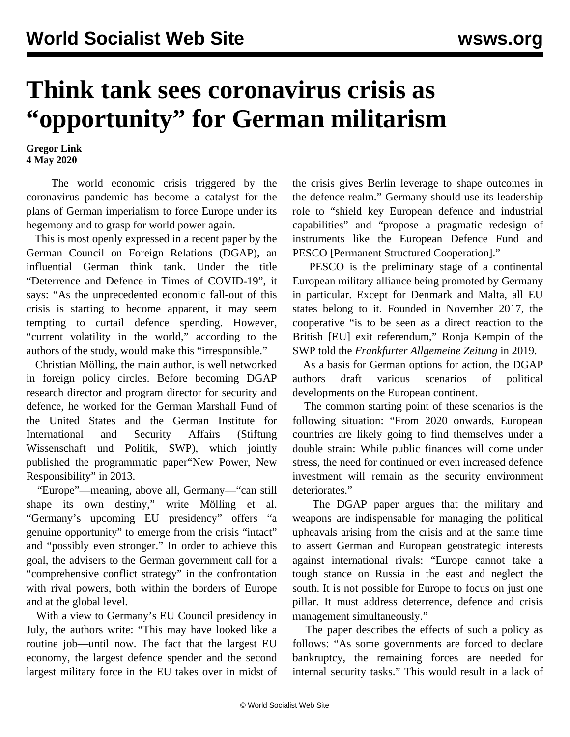# Think tank sees coronavirus crisis as "opportunity" for German militarism

**Gregor Link**
**4 May 2020**

The world economic crisis triggered by the coronavirus pandemic has become a catalyst for the plans of German imperialism to force Europe under its hegemony and to grasp for world power again.

This is most openly expressed in a recent paper by the German Council on Foreign Relations (DGAP), an influential German think tank. Under the title "Deterrence and Defence in Times of COVID-19", it says: "As the unprecedented economic fall-out of this crisis is starting to become apparent, it may seem tempting to curtail defence spending. However, "current volatility in the world," according to the authors of the study, would make this "irresponsible."

Christian Mölling, the main author, is well networked in foreign policy circles. Before becoming DGAP research director and program director for security and defence, he worked for the German Marshall Fund of the United States and the German Institute for International and Security Affairs (Stiftung Wissenschaft und Politik, SWP), which jointly published the programmatic paper"New Power, New Responsibility" in 2013.

"Europe"—meaning, above all, Germany—"can still shape its own destiny," write Mölling et al. "Germany's upcoming EU presidency" offers "a genuine opportunity" to emerge from the crisis "intact" and "possibly even stronger." In order to achieve this goal, the advisers to the German government call for a "comprehensive conflict strategy" in the confrontation with rival powers, both within the borders of Europe and at the global level.

With a view to Germany's EU Council presidency in July, the authors write: "This may have looked like a routine job—until now. The fact that the largest EU economy, the largest defence spender and the second largest military force in the EU takes over in midst of the crisis gives Berlin leverage to shape outcomes in the defence realm." Germany should use its leadership role to "shield key European defence and industrial capabilities" and "propose a pragmatic redesign of instruments like the European Defence Fund and PESCO [Permanent Structured Cooperation]."

PESCO is the preliminary stage of a continental European military alliance being promoted by Germany in particular. Except for Denmark and Malta, all EU states belong to it. Founded in November 2017, the cooperative "is to be seen as a direct reaction to the British [EU] exit referendum," Ronja Kempin of the SWP told the *Frankfurter Allgemeine Zeitung* in 2019.

As a basis for German options for action, the DGAP authors draft various scenarios of political developments on the European continent.

The common starting point of these scenarios is the following situation: "From 2020 onwards, European countries are likely going to find themselves under a double strain: While public finances will come under stress, the need for continued or even increased defence investment will remain as the security environment deteriorates."

The DGAP paper argues that the military and weapons are indispensable for managing the political upheavals arising from the crisis and at the same time to assert German and European geostrategic interests against international rivals: "Europe cannot take a tough stance on Russia in the east and neglect the south. It is not possible for Europe to focus on just one pillar. It must address deterrence, defence and crisis management simultaneously."

The paper describes the effects of such a policy as follows: "As some governments are forced to declare bankruptcy, the remaining forces are needed for internal security tasks." This would result in a lack of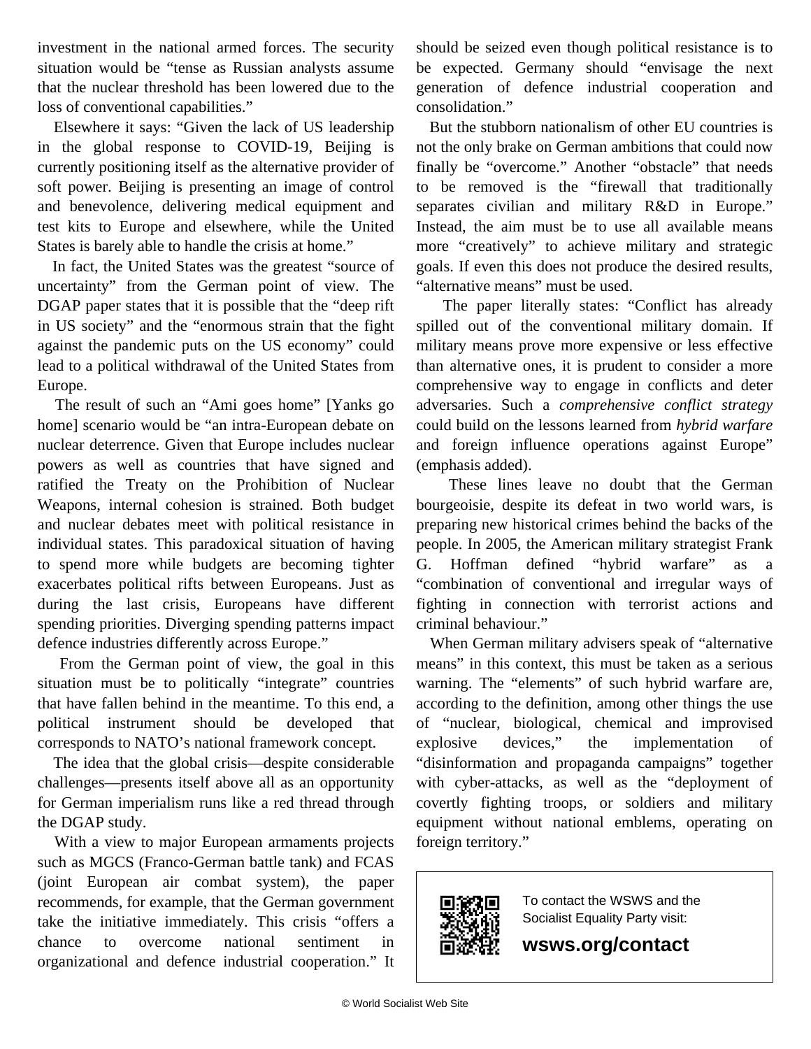investment in the national armed forces. The security situation would be "tense as Russian analysts assume that the nuclear threshold has been lowered due to the loss of conventional capabilities."

Elsewhere it says: "Given the lack of US leadership in the global response to COVID-19, Beijing is currently positioning itself as the alternative provider of soft power. Beijing is presenting an image of control and benevolence, delivering medical equipment and test kits to Europe and elsewhere, while the United States is barely able to handle the crisis at home."

In fact, the United States was the greatest "source of uncertainty" from the German point of view. The DGAP paper states that it is possible that the "deep rift in US society" and the "enormous strain that the fight against the pandemic puts on the US economy" could lead to a political withdrawal of the United States from Europe.

The result of such an "Ami goes home" [Yanks go home] scenario would be "an intra-European debate on nuclear deterrence. Given that Europe includes nuclear powers as well as countries that have signed and ratified the Treaty on the Prohibition of Nuclear Weapons, internal cohesion is strained. Both budget and nuclear debates meet with political resistance in individual states. This paradoxical situation of having to spend more while budgets are becoming tighter exacerbates political rifts between Europeans. Just as during the last crisis, Europeans have different spending priorities. Diverging spending patterns impact defence industries differently across Europe."

From the German point of view, the goal in this situation must be to politically "integrate" countries that have fallen behind in the meantime. To this end, a political instrument should be developed that corresponds to NATO's national framework concept.

The idea that the global crisis—despite considerable challenges—presents itself above all as an opportunity for German imperialism runs like a red thread through the DGAP study.

With a view to major European armaments projects such as MGCS (Franco-German battle tank) and FCAS (joint European air combat system), the paper recommends, for example, that the German government take the initiative immediately. This crisis "offers a chance to overcome national sentiment in organizational and defence industrial cooperation." It should be seized even though political resistance is to be expected. Germany should "envisage the next generation of defence industrial cooperation and consolidation."

But the stubborn nationalism of other EU countries is not the only brake on German ambitions that could now finally be "overcome." Another "obstacle" that needs to be removed is the "firewall that traditionally separates civilian and military R&D in Europe." Instead, the aim must be to use all available means more "creatively" to achieve military and strategic goals. If even this does not produce the desired results, "alternative means" must be used.

The paper literally states: "Conflict has already spilled out of the conventional military domain. If military means prove more expensive or less effective than alternative ones, it is prudent to consider a more comprehensive way to engage in conflicts and deter adversaries. Such a *comprehensive conflict strategy* could build on the lessons learned from *hybrid warfare* and foreign influence operations against Europe" (emphasis added).

These lines leave no doubt that the German bourgeoisie, despite its defeat in two world wars, is preparing new historical crimes behind the backs of the people. In 2005, the American military strategist Frank G. Hoffman defined "hybrid warfare" as a "combination of conventional and irregular ways of fighting in connection with terrorist actions and criminal behaviour."

When German military advisers speak of "alternative means" in this context, this must be taken as a serious warning. The "elements" of such hybrid warfare are, according to the definition, among other things the use of "nuclear, biological, chemical and improvised explosive devices," the implementation of "disinformation and propaganda campaigns" together with cyber-attacks, as well as the "deployment of covertly fighting troops, or soldiers and military equipment without national emblems, operating on foreign territory."

To contact the WSWS and the Socialist Equality Party visit:

**wsws.org/contact**